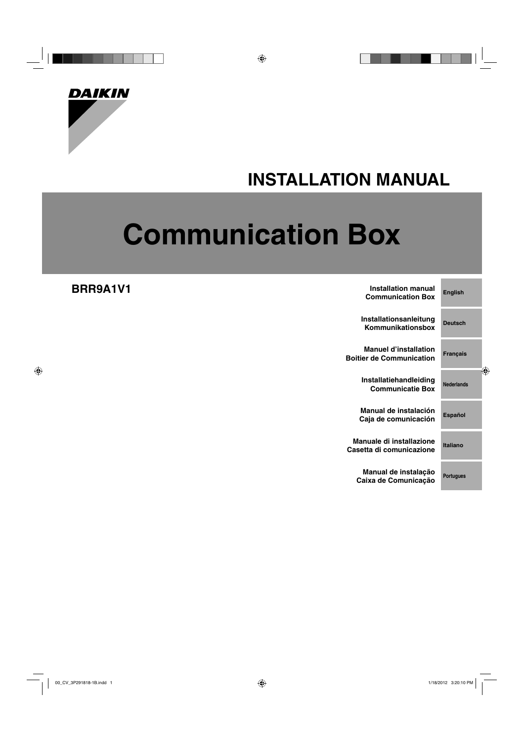DAIKIN

# INSTALLATION MANUAL

# Communication Box

**BRR9A1V1**

| | |
|---|---|
| **Installation manual**<br>**Communication Box** | English |
| **Installationsanleitung**<br>**Kommunikationsbox** | Deutsch |
| **Manuel d'installation**<br>**Boitier de Communication** | Français |
| **Installatiehandleiding**<br>**Communicatie Box** | Nederlands |
| **Manual de instalación**<br>**Caja de comunicación** | Español |
| **Manuale di installazione**<br>**Casetta di comunicazione** | Italiano |
| **Manual de instalação**<br>**Caixa de Comunicação** | Portugues |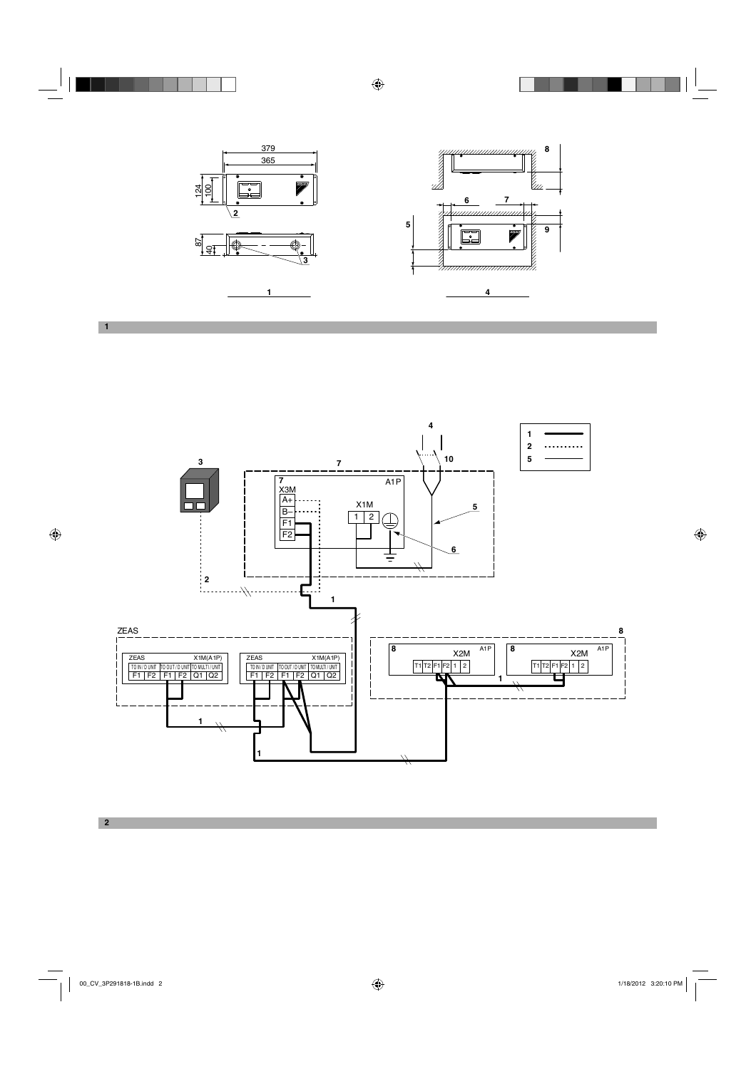**1**

**2**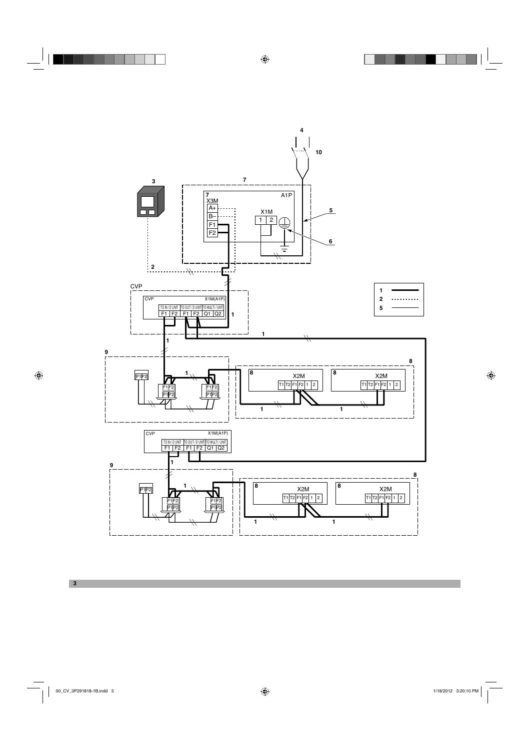4

10

3

7

7

X3M

A+

B–

F1

F2

A1P

X1M

1 2

5

6

2

CVP

| CVP | | | | | X1M(A1P) |
|---|---|---|---|---|---|
| TO IN/D UNIT | | TO OUT/D UNIT | | TO MULTI/UNIT | |
| F1 | F2 | F1 | F2 | Q1 | Q2 |

1

1

1

9

8

P1P2

F1F2

P1P2

F1F2

P1P2

8

X2M

T1 T2 F1 F2 1 2

8

X2M

T1 T2 F1 F2 1 2

1

1

| CVP | | | | | X1M(A1P) |
|---|---|---|---|---|---|
| TO IN/D UNIT | | TO OUT/D UNIT | | TO MULTI/UNIT | |
| F1 | F2 | F1 | F2 | Q1 | Q2 |

1

9

8

1

P1P2

F1F2

P1P2

F1F2

P1P2

8

X2M

T1 T2 F1 F2 1 2

8

X2M

T1 T2 F1 F2 1 2

1

1

1 ———

2 ·········

5 ———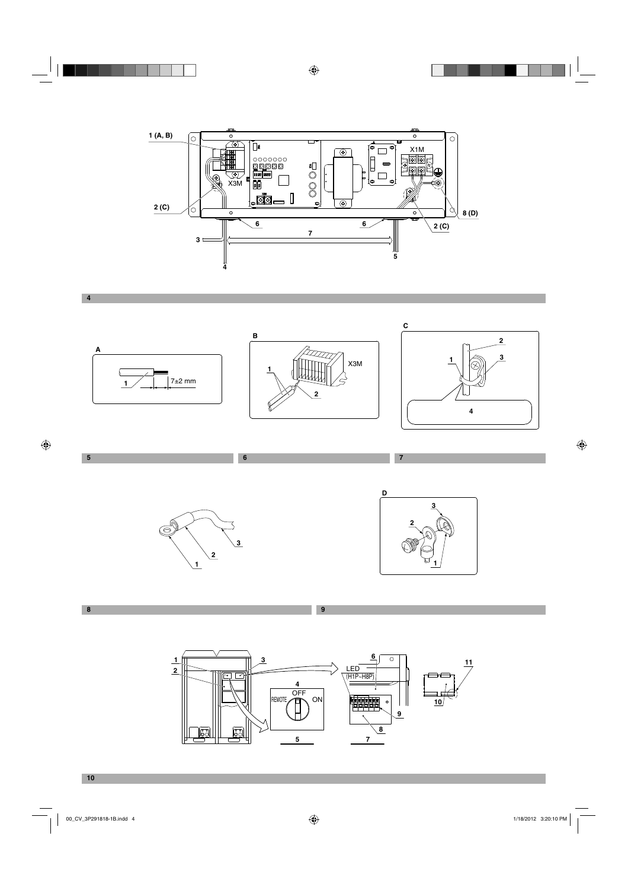1 (A, B)

X3M

2 (C)

3

4

6

7

6

5

X1M

2 (C)

8 (D)

**4**

A

1

7±2 mm

B

1

2

X3M

C

1

2

3

4

**5**

**6**

**7**

1

2

3

D

3

2

1

**8**

**9**

1

2

3

4

REMOTE OFF ON

5

6

LED
(H1P~H8P)

9

8

7

11

10

**10**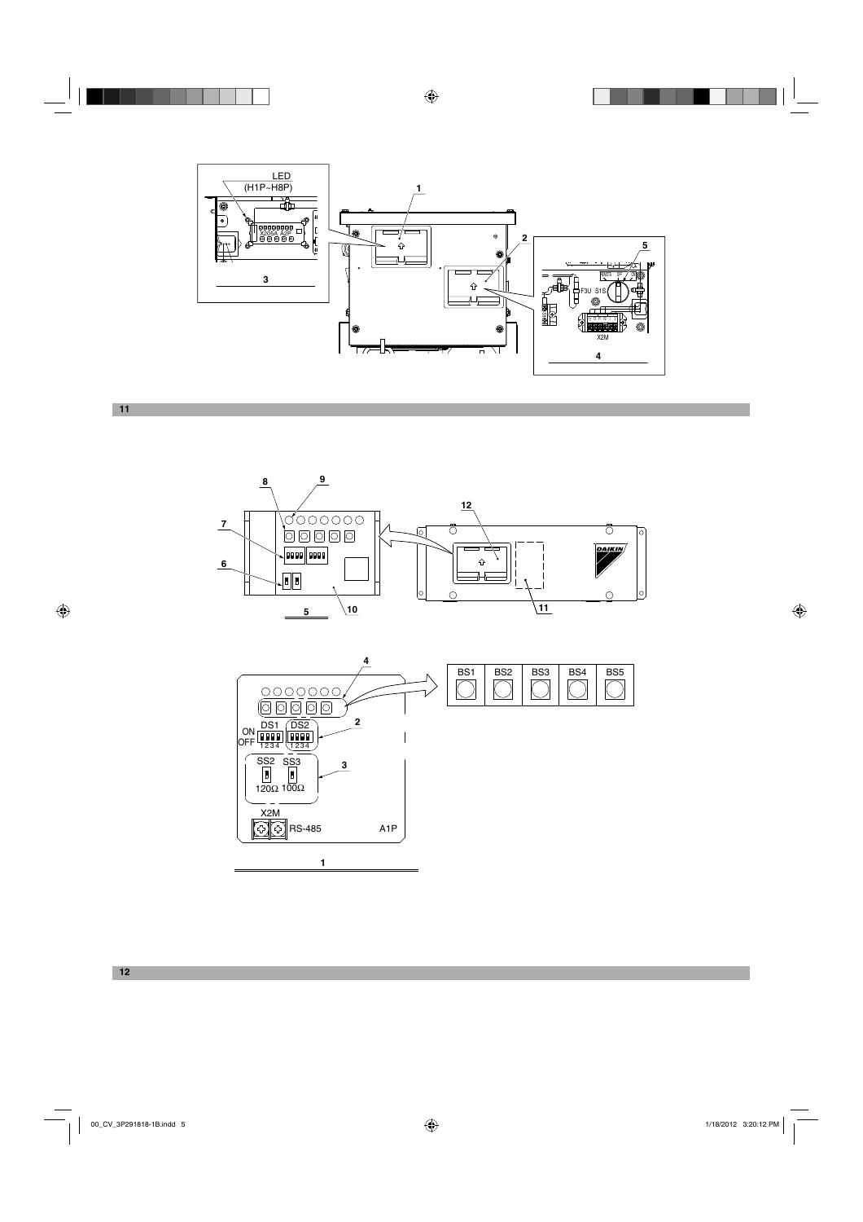LED
(H1P~H8P)

X205A A2P

1

2

3

5

F3U S1S

X2M

4

11

8

9

7

6

5

10

12

11

4

BS1 BS2 BS3 BS4 BS5

ON
OFF
DS1
1234
DS2
1234

2

SS2 SS3
120Ω 100Ω

3

X2M
RS-485

A1P

1

12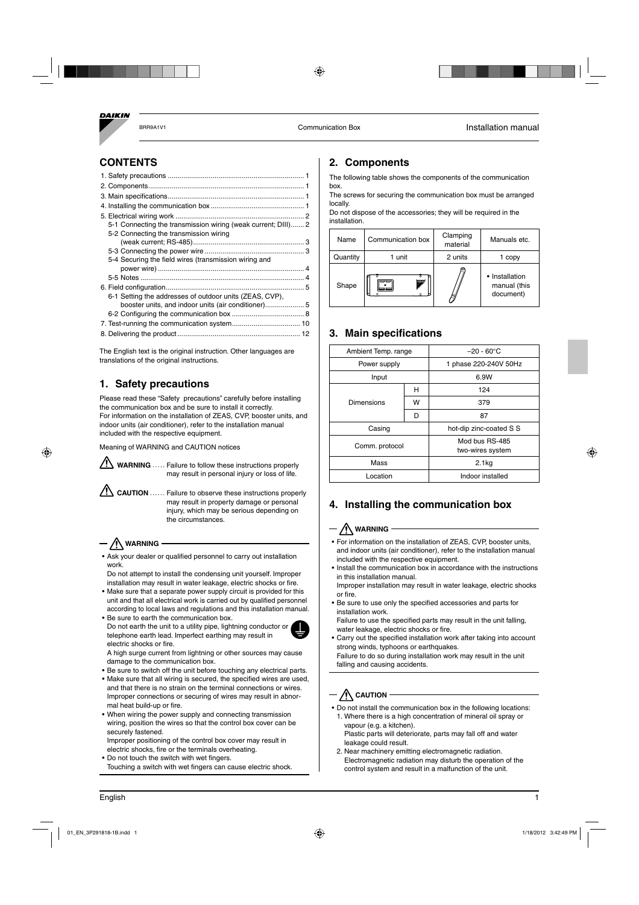BRR9A1V1 Communication Box Installation manual

## CONTENTS

1. Safety precautions ..... 1
2. Components ..... 1
3. Main specifications ..... 1
4. Installing the communication box ..... 1
5. Electrical wiring work ..... 2
   - 5-1 Connecting the transmission wiring (weak current; DIII) ..... 2
   - 5-2 Connecting the transmission wiring (weak current; RS-485) ..... 3
   - 5-3 Connecting the power wire ..... 3
   - 5-4 Securing the field wires (transmission wiring and power wire) ..... 4
   - 5-5 Notes ..... 4
6. Field configuration ..... 5
   - 6-1 Setting the addresses of outdoor units (ZEAS, CVP), booster units, and indoor units (air conditioner) ..... 5
   - 6-2 Configuring the communication box ..... 8
7. Test-running the communication system ..... 10
8. Delivering the product ..... 12

The English text is the original instruction. Other languages are translations of the original instructions.

## 1. Safety precautions

Please read these "Safety precautions" carefully before installing the communication box and be sure to install it correctly.
For information on the installation of ZEAS, CVP, booster units, and indoor units (air conditioner), refer to the installation manual included with the respective equipment.

Meaning of WARNING and CAUTION notices

**WARNING** ..... Failure to follow these instructions properly may result in personal injury or loss of life.

**CAUTION** ..... Failure to observe these instructions properly may result in property damage or personal injury, which may be serious depending on the circumstances.

### WARNING

- Ask your dealer or qualified personnel to carry out installation work.
  Do not attempt to install the condensing unit yourself. Improper installation may result in water leakage, electric shocks or fire.
- Make sure that a separate power supply circuit is provided for this unit and that all electrical work is carried out by qualified personnel according to local laws and regulations and this installation manual.
- Be sure to earth the communication box.
  Do not earth the unit to a utility pipe, lightning conductor or telephone earth lead. Imperfect earthing may result in electric shocks or fire.
  A high surge current from lightning or other sources may cause damage to the communication box.
- Be sure to switch off the unit before touching any electrical parts.
- Make sure that all wiring is secured, the specified wires are used, and that there is no strain on the terminal connections or wires. Improper connections or securing of wires may result in abnormal heat build-up or fire.
- When wiring the power supply and connecting transmission wiring, position the wires so that the control box cover can be securely fastened.
  Improper positioning of the control box cover may result in electric shocks, fire or the terminals overheating.
- Do not touch the switch with wet fingers.
  Touching a switch with wet fingers can cause electric shock.

## 2. Components

The following table shows the components of the communication box.
The screws for securing the communication box must be arranged locally.
Do not dispose of the accessories; they will be required in the installation.

| Name | Communication box | Clamping material | Manuals etc. |
|---|---|---|---|
| Quantity | 1 unit | 2 units | 1 copy |
| Shape | | | • Installation manual (this document) |

## 3. Main specifications

| Ambient Temp. range | | –20 - 60°C |
|---|---|---|
| Power supply | | 1 phase 220-240V 50Hz |
| Input | | 6.9W |
| Dimensions | H | 124 |
| | W | 379 |
| | D | 87 |
| Casing | | hot-dip zinc-coated S S |
| Comm. protocol | | Mod bus RS-485 two-wires system |
| Mass | | 2.1kg |
| Location | | Indoor installed |

## 4. Installing the communication box

### WARNING

- For information on the installation of ZEAS, CVP, booster units, and indoor units (air conditioner), refer to the installation manual included with the respective equipment.
- Install the communication box in accordance with the instructions in this installation manual.
  Improper installation may result in water leakage, electric shocks or fire.
- Be sure to use only the specified accessories and parts for installation work.
  Failure to use the specified parts may result in the unit falling, water leakage, electric shocks or fire.
- Carry out the specified installation work after taking into account strong winds, typhoons or earthquakes.
  Failure to do so during installation work may result in the unit falling and causing accidents.

### CAUTION

- Do not install the communication box in the following locations:
  1. Where there is a high concentration of mineral oil spray or vapour (e.g. a kitchen).
     Plastic parts will deteriorate, parts may fall off and water leakage could result.
  2. Near machinery emitting electromagnetic radiation.
     Electromagnetic radiation may disturb the operation of the control system and result in a malfunction of the unit.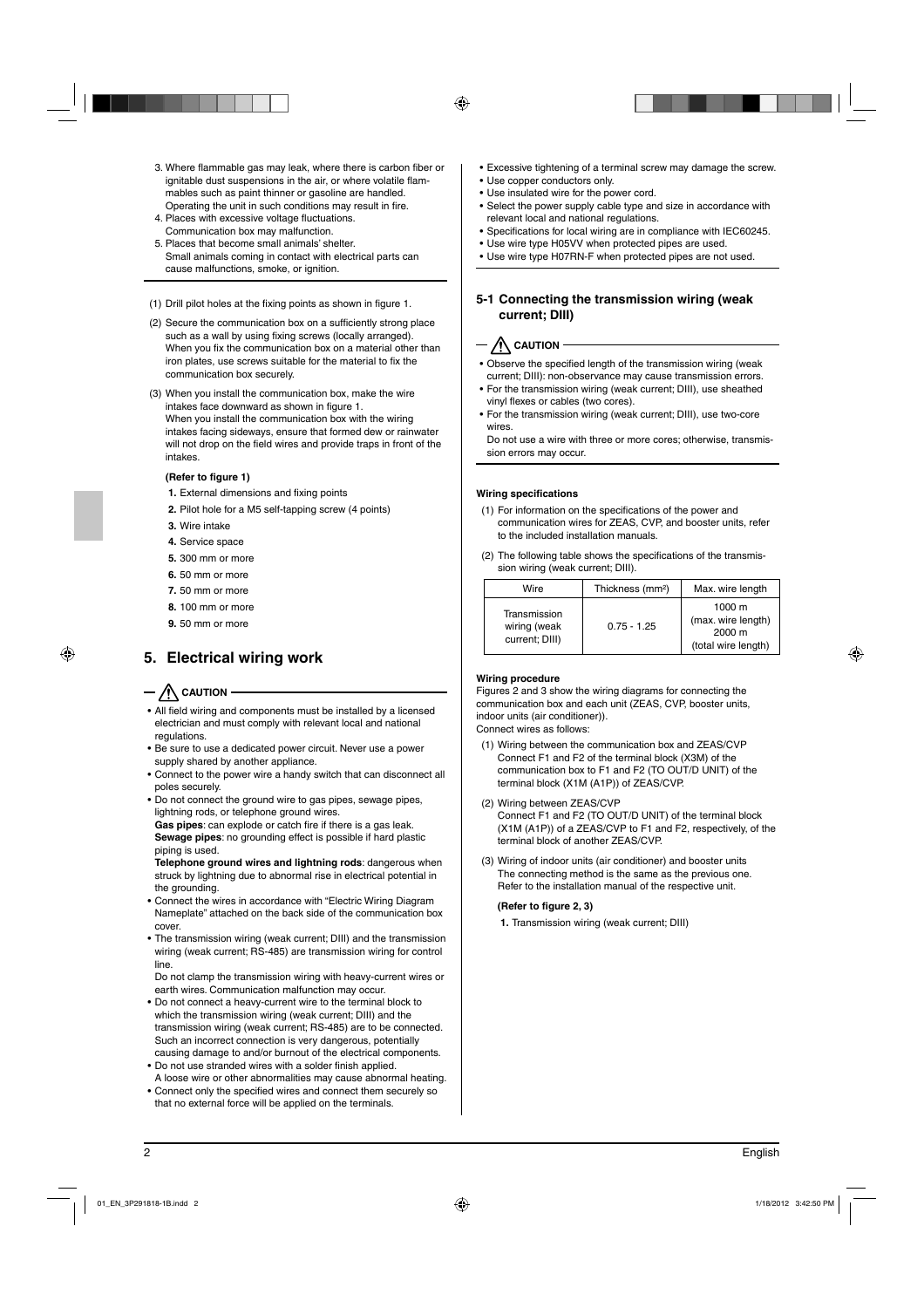3. Where flammable gas may leak, where there is carbon fiber or ignitable dust suspensions in the air, or where volatile flammables such as paint thinner or gasoline are handled. Operating the unit in such conditions may result in fire.
4. Places with excessive voltage fluctuations. Communication box may malfunction.
5. Places that become small animals' shelter. Small animals coming in contact with electrical parts can cause malfunctions, smoke, or ignition.

(1) Drill pilot holes at the fixing points as shown in figure 1.

(2) Secure the communication box on a sufficiently strong place such as a wall by using fixing screws (locally arranged). When you fix the communication box on a material other than iron plates, use screws suitable for the material to fix the communication box securely.

(3) When you install the communication box, make the wire intakes face downward as shown in figure 1. When you install the communication box with the wiring intakes facing sideways, ensure that formed dew or rainwater will not drop on the field wires and provide traps in front of the intakes.

**(Refer to figure 1)**

**1.** External dimensions and fixing points
**2.** Pilot hole for a M5 self-tapping screw (4 points)
**3.** Wire intake
**4.** Service space
**5.** 300 mm or more
**6.** 50 mm or more
**7.** 50 mm or more
**8.** 100 mm or more
**9.** 50 mm or more

## 5. Electrical wiring work

**⚠ CAUTION**

- All field wiring and components must be installed by a licensed electrician and must comply with relevant local and national regulations.
- Be sure to use a dedicated power circuit. Never use a power supply shared by another appliance.
- Connect to the power wire a handy switch that can disconnect all poles securely.
- Do not connect the ground wire to gas pipes, sewage pipes, lightning rods, or telephone ground wires.
  **Gas pipes**: can explode or catch fire if there is a gas leak.
  **Sewage pipes**: no grounding effect is possible if hard plastic piping is used.
  **Telephone ground wires and lightning rods**: dangerous when struck by lightning due to abnormal rise in electrical potential in the grounding.
- Connect the wires in accordance with "Electric Wiring Diagram Nameplate" attached on the back side of the communication box cover.
- The transmission wiring (weak current; DIII) and the transmission wiring (weak current; RS-485) are transmission wiring for control line.
  Do not clamp the transmission wiring with heavy-current wires or earth wires. Communication malfunction may occur.
- Do not connect a heavy-current wire to the terminal block to which the transmission wiring (weak current; DIII) and the transmission wiring (weak current; RS-485) are to be connected. Such an incorrect connection is very dangerous, potentially causing damage to and/or burnout of the electrical components.
- Do not use stranded wires with a solder finish applied. A loose wire or other abnormalities may cause abnormal heating.
- Connect only the specified wires and connect them securely so that no external force will be applied on the terminals.
- Excessive tightening of a terminal screw may damage the screw.
- Use copper conductors only.
- Use insulated wire for the power cord.
- Select the power supply cable type and size in accordance with relevant local and national regulations.
- Specifications for local wiring are in compliance with IEC60245.
- Use wire type H05VV when protected pipes are used.
- Use wire type H07RN-F when protected pipes are not used.

### 5-1 Connecting the transmission wiring (weak current; DIII)

**⚠ CAUTION**

- Observe the specified length of the transmission wiring (weak current; DIII): non-observance may cause transmission errors.
- For the transmission wiring (weak current; DIII), use sheathed vinyl flexes or cables (two cores).
- For the transmission wiring (weak current; DIII), use two-core wires.
  Do not use a wire with three or more cores; otherwise, transmission errors may occur.

**Wiring specifications**

(1) For information on the specifications of the power and communication wires for ZEAS, CVP, and booster units, refer to the included installation manuals.

(2) The following table shows the specifications of the transmission wiring (weak current; DIII).

| Wire | Thickness (mm²) | Max. wire length |
|---|---|---|
| Transmission wiring (weak current; DIII) | 0.75 - 1.25 | 1000 m (max. wire length) 2000 m (total wire length) |

**Wiring procedure**

Figures 2 and 3 show the wiring diagrams for connecting the communication box and each unit (ZEAS, CVP, booster units, indoor units (air conditioner)).
Connect wires as follows:

(1) Wiring between the communication box and ZEAS/CVP
Connect F1 and F2 of the terminal block (X3M) of the communication box to F1 and F2 (TO OUT/D UNIT) of the terminal block (X1M (A1P)) of ZEAS/CVP.

(2) Wiring between ZEAS/CVP
Connect F1 and F2 (TO OUT/D UNIT) of the terminal block (X1M (A1P)) of a ZEAS/CVP to F1 and F2, respectively, of the terminal block of another ZEAS/CVP.

(3) Wiring of indoor units (air conditioner) and booster units
The connecting method is the same as the previous one. Refer to the installation manual of the respective unit.

**(Refer to figure 2, 3)**

**1.** Transmission wiring (weak current; DIII)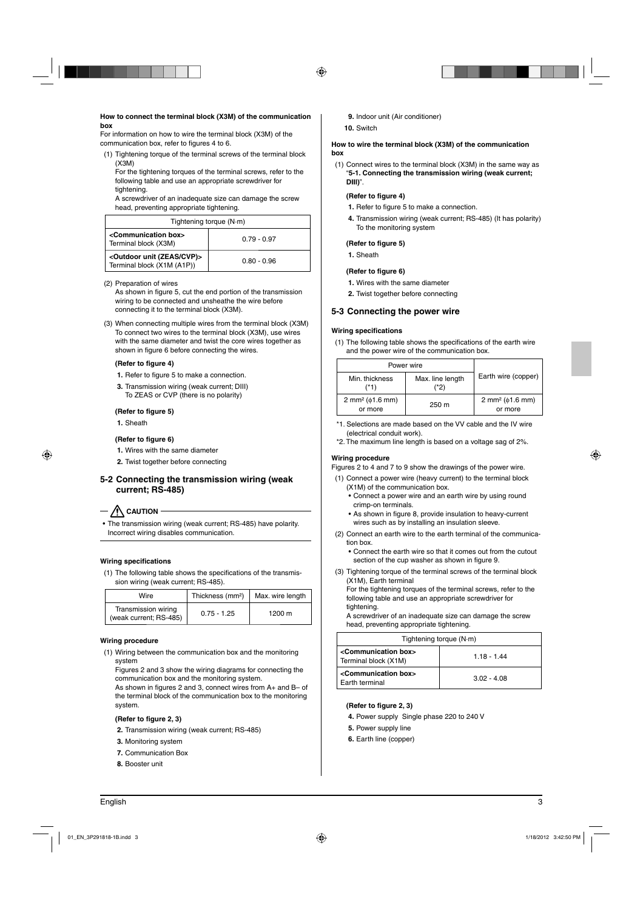**How to connect the terminal block (X3M) of the communication box**

For information on how to wire the terminal block (X3M) of the communication box, refer to figures 4 to 6.

(1) Tightening torque of the terminal screws of the terminal block (X3M)
For the tightening torques of the terminal screws, refer to the following table and use an appropriate screwdriver for tightening.
A screwdriver of an inadequate size can damage the screw head, preventing appropriate tightening.

| Tightening torque (N·m) | |
|---|---|
| **<Communication box>** Terminal block (X3M) | 0.79 - 0.97 |
| **<Outdoor unit (ZEAS/CVP)>** Terminal block (X1M (A1P)) | 0.80 - 0.96 |

(2) Preparation of wires
As shown in figure 5, cut the end portion of the transmission wiring to be connected and unsheathe the wire before connecting it to the terminal block (X3M).

(3) When connecting multiple wires from the terminal block (X3M)
To connect two wires to the terminal block (X3M), use wires with the same diameter and twist the core wires together as shown in figure 6 before connecting the wires.

**(Refer to figure 4)**

**1.** Refer to figure 5 to make a connection.

**3.** Transmission wiring (weak current; DIII)
To ZEAS or CVP (there is no polarity)

**(Refer to figure 5)**

**1.** Sheath

**(Refer to figure 6)**

**1.** Wires with the same diameter

**2.** Twist together before connecting

## 5-2 Connecting the transmission wiring (weak current; RS-485)

**⚠ CAUTION**

- The transmission wiring (weak current; RS-485) have polarity. Incorrect wiring disables communication.

**Wiring specifications**

(1) The following table shows the specifications of the transmission wiring (weak current; RS-485).

| Wire | Thickness (mm²) | Max. wire length |
|---|---|---|
| Transmission wiring (weak current; RS-485) | 0.75 - 1.25 | 1200 m |

**Wiring procedure**

(1) Wiring between the communication box and the monitoring system
Figures 2 and 3 show the wiring diagrams for connecting the communication box and the monitoring system.
As shown in figures 2 and 3, connect wires from A+ and B– of the terminal block of the communication box to the monitoring system.

**(Refer to figure 2, 3)**

**2.** Transmission wiring (weak current; RS-485)

**3.** Monitoring system

**7.** Communication Box

**8.** Booster unit

**9.** Indoor unit (Air conditioner)

**10.** Switch

**How to wire the terminal block (X3M) of the communication box**

(1) Connect wires to the terminal block (X3M) in the same way as "**5-1. Connecting the transmission wiring (weak current; DIII)**".

**(Refer to figure 4)**

**1.** Refer to figure 5 to make a connection.

**4.** Transmission wiring (weak current; RS-485) (It has polarity)
To the monitoring system

**(Refer to figure 5)**

**1.** Sheath

**(Refer to figure 6)**

**1.** Wires with the same diameter

**2.** Twist together before connecting

## 5-3 Connecting the power wire

**Wiring specifications**

(1) The following table shows the specifications of the earth wire and the power wire of the communication box.

| Power wire | | Earth wire (copper) |
|---|---|---|
| Min. thickness (*1) | Max. line length (*2) | |
| 2 mm² (ϕ1.6 mm) or more | 250 m | 2 mm² (ϕ1.6 mm) or more |

*1. Selections are made based on the VV cable and the IV wire (electrical conduit work).
*2. The maximum line length is based on a voltage sag of 2%.

**Wiring procedure**

Figures 2 to 4 and 7 to 9 show the drawings of the power wire.

(1) Connect a power wire (heavy current) to the terminal block (X1M) of the communication box.
- Connect a power wire and an earth wire by using round crimp-on terminals.
- As shown in figure 8, provide insulation to heavy-current wires such as by installing an insulation sleeve.

(2) Connect an earth wire to the earth terminal of the communication box.
- Connect the earth wire so that it comes out from the cutout section of the cup washer as shown in figure 9.

(3) Tightening torque of the terminal screws of the terminal block (X1M), Earth terminal
For the tightening torques of the terminal screws, refer to the following table and use an appropriate screwdriver for tightening.
A screwdriver of an inadequate size can damage the screw head, preventing appropriate tightening.

| Tightening torque (N·m) | |
|---|---|
| **<Communication box>** Terminal block (X1M) | 1.18 - 1.44 |
| **<Communication box>** Earth terminal | 3.02 - 4.08 |

**(Refer to figure 2, 3)**

**4.** Power supply Single phase 220 to 240 V

**5.** Power supply line

**6.** Earth line (copper)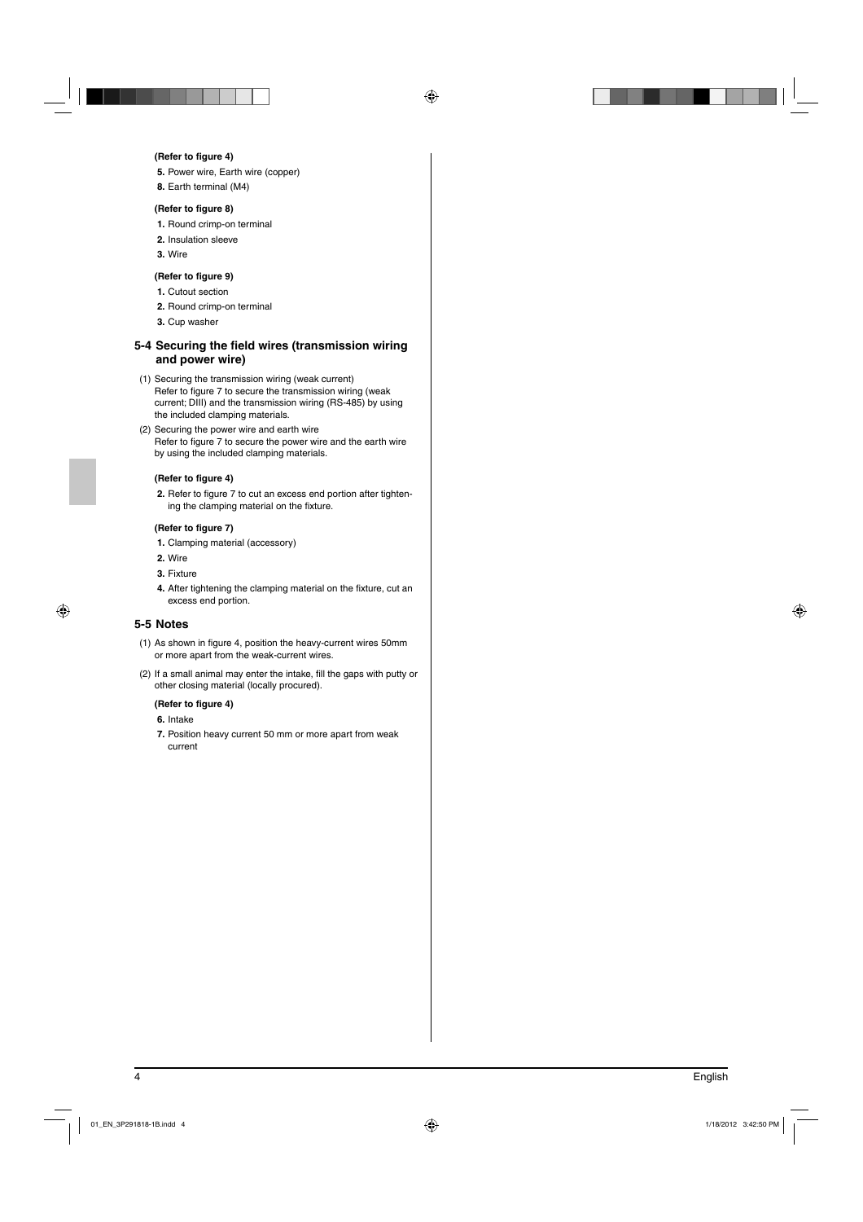**(Refer to figure 4)**

**5.** Power wire, Earth wire (copper)

**8.** Earth terminal (M4)

**(Refer to figure 8)**

**1.** Round crimp-on terminal

**2.** Insulation sleeve

**3.** Wire

**(Refer to figure 9)**

**1.** Cutout section

**2.** Round crimp-on terminal

**3.** Cup washer

## 5-4 Securing the field wires (transmission wiring and power wire)

(1) Securing the transmission wiring (weak current)
Refer to figure 7 to secure the transmission wiring (weak current; DIII) and the transmission wiring (RS-485) by using the included clamping materials.

(2) Securing the power wire and earth wire
Refer to figure 7 to secure the power wire and the earth wire by using the included clamping materials.

**(Refer to figure 4)**

**2.** Refer to figure 7 to cut an excess end portion after tightening the clamping material on the fixture.

**(Refer to figure 7)**

**1.** Clamping material (accessory)

**2.** Wire

**3.** Fixture

**4.** After tightening the clamping material on the fixture, cut an excess end portion.

## 5-5 Notes

(1) As shown in figure 4, position the heavy-current wires 50mm or more apart from the weak-current wires.

(2) If a small animal may enter the intake, fill the gaps with putty or other closing material (locally procured).

**(Refer to figure 4)**

**6.** Intake

**7.** Position heavy current 50 mm or more apart from weak current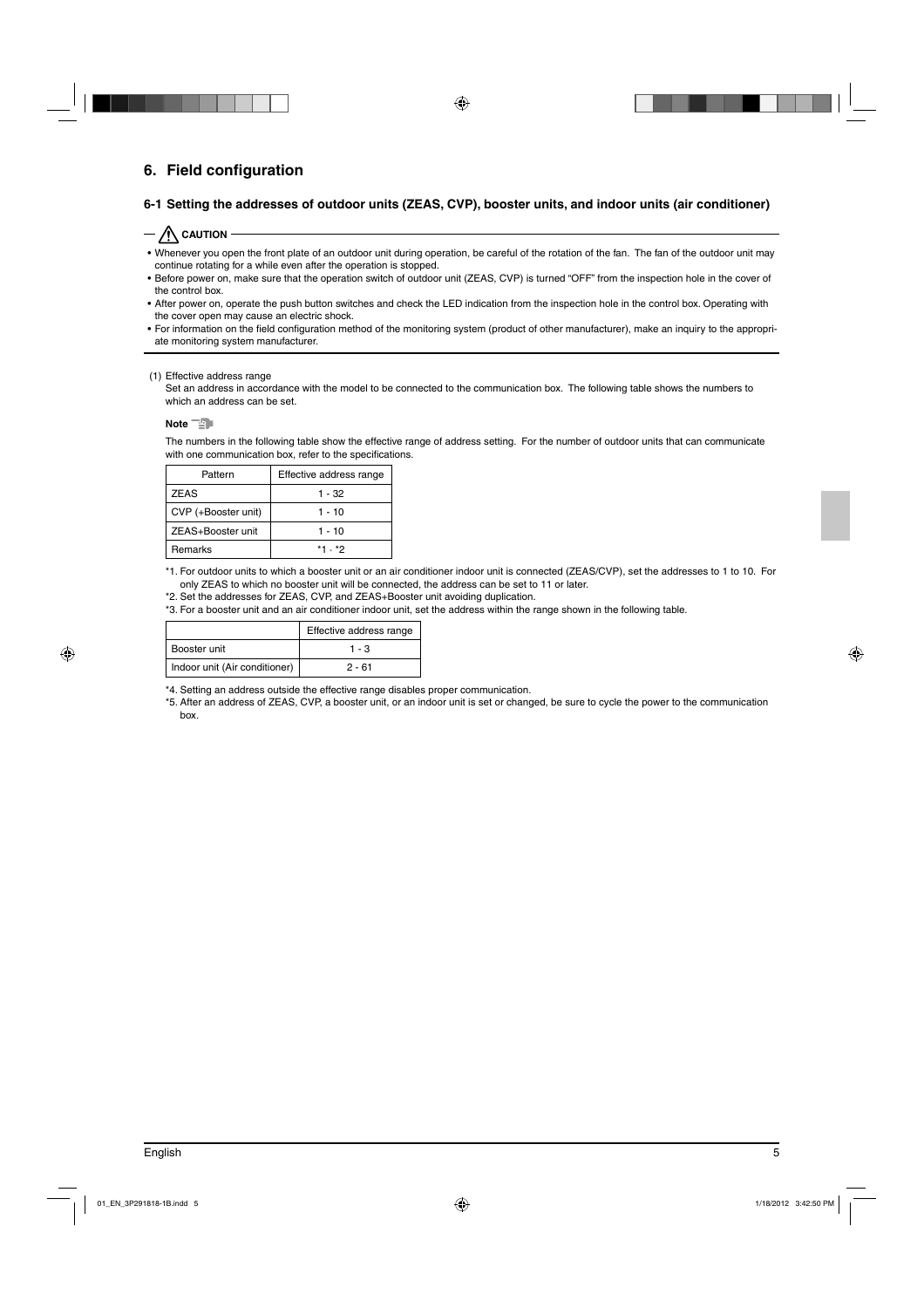# 6. Field configuration

## 6-1 Setting the addresses of outdoor units (ZEAS, CVP), booster units, and indoor units (air conditioner)

**CAUTION**

- Whenever you open the front plate of an outdoor unit during operation, be careful of the rotation of the fan. The fan of the outdoor unit may continue rotating for a while even after the operation is stopped.
- Before power on, make sure that the operation switch of outdoor unit (ZEAS, CVP) is turned "OFF" from the inspection hole in the cover of the control box.
- After power on, operate the push button switches and check the LED indication from the inspection hole in the control box. Operating with the cover open may cause an electric shock.
- For information on the field configuration method of the monitoring system (product of other manufacturer), make an inquiry to the appropriate monitoring system manufacturer.

(1) Effective address range

Set an address in accordance with the model to be connected to the communication box. The following table shows the numbers to which an address can be set.

**Note**

The numbers in the following table show the effective range of address setting. For the number of outdoor units that can communicate with one communication box, refer to the specifications.

| Pattern | Effective address range |
|---|---|
| ZEAS | 1 - 32 |
| CVP (+Booster unit) | 1 - 10 |
| ZEAS+Booster unit | 1 - 10 |
| Remarks | *1 · *2 |

*1. For outdoor units to which a booster unit or an air conditioner indoor unit is connected (ZEAS/CVP), set the addresses to 1 to 10. For only ZEAS to which no booster unit will be connected, the address can be set to 11 or later.

*2. Set the addresses for ZEAS, CVP, and ZEAS+Booster unit avoiding duplication.

*3. For a booster unit and an air conditioner indoor unit, set the address within the range shown in the following table.

| | Effective address range |
|---|---|
| Booster unit | 1 - 3 |
| Indoor unit (Air conditioner) | 2 - 61 |

*4. Setting an address outside the effective range disables proper communication.

*5. After an address of ZEAS, CVP, a booster unit, or an indoor unit is set or changed, be sure to cycle the power to the communication box.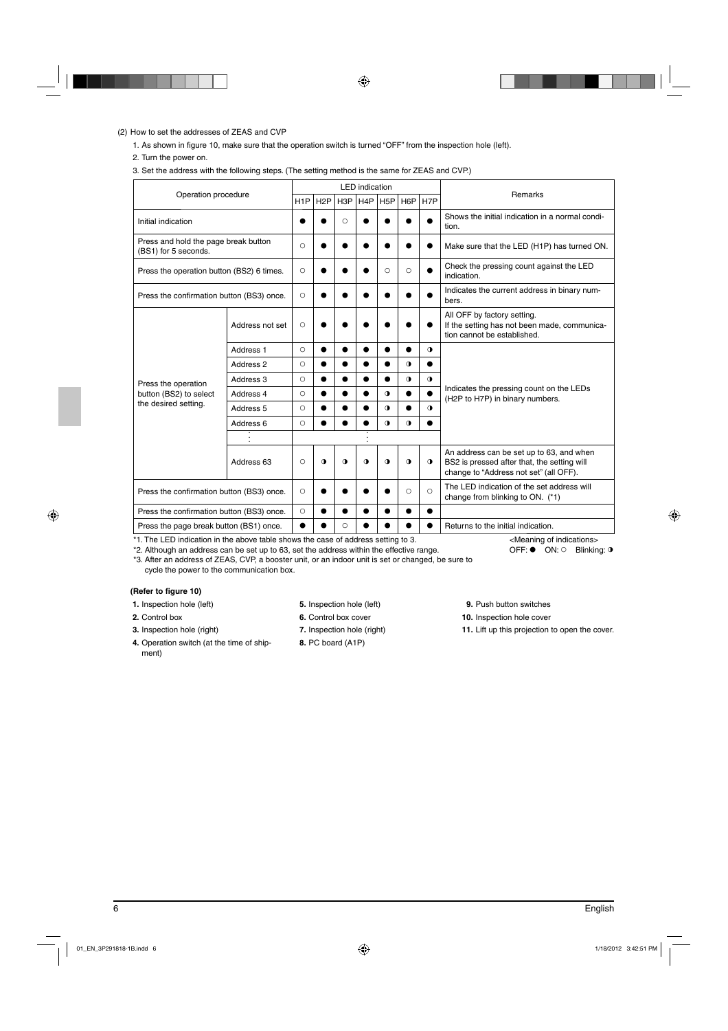(2) How to set the addresses of ZEAS and CVP

1. As shown in figure 10, make sure that the operation switch is turned “OFF” from the inspection hole (left).
2. Turn the power on.
3. Set the address with the following steps. (The setting method is the same for ZEAS and CVP.)

| Operation procedure | | LED indication | | | | | | | Remarks |
|---|---|---|---|---|---|---|---|---|---|
| | | H1P | H2P | H3P | H4P | H5P | H6P | H7P | |
| Initial indication | | ● | ● | ○ | ● | ● | ● | ● | Shows the initial indication in a normal condition. |
| Press and hold the page break button (BS1) for 5 seconds. | | ○ | ● | ● | ● | ● | ● | ● | Make sure that the LED (H1P) has turned ON. |
| Press the operation button (BS2) 6 times. | | ○ | ● | ● | ● | ○ | ○ | ● | Check the pressing count against the LED indication. |
| Press the confirmation button (BS3) once. | | ○ | ● | ● | ● | ● | ● | ● | Indicates the current address in binary numbers. |
| Press the operation button (BS2) to select the desired setting. | Address not set | ○ | ● | ● | ● | ● | ● | ● | All OFF by factory setting. If the setting has not been made, communication cannot be established. |
| | Address 1 | ○ | ● | ● | ● | ● | ● | ◑ | Indicates the pressing count on the LEDs (H2P to H7P) in binary numbers. |
| | Address 2 | ○ | ● | ● | ● | ● | ◑ | ● | |
| | Address 3 | ○ | ● | ● | ● | ● | ◑ | ◑ | |
| | Address 4 | ○ | ● | ● | ● | ◑ | ● | ● | |
| | Address 5 | ○ | ● | ● | ● | ◑ | ● | ◑ | |
| | Address 6 | ○ | ● | ● | ● | ◑ | ◑ | ● | |
| | ⋮ | | | | ⋮ | | | | |
| | Address 63 | ○ | ◑ | ◑ | ◑ | ◑ | ◑ | ◑ | An address can be set up to 63, and when BS2 is pressed after that, the setting will change to “Address not set” (all OFF). |
| Press the confirmation button (BS3) once. | | ○ | ● | ● | ● | ● | ○ | ○ | The LED indication of the set address will change from blinking to ON. (*1) |
| Press the confirmation button (BS3) once. | | ○ | ● | ● | ● | ● | ● | ● | |
| Press the page break button (BS1) once. | | ● | ● | ○ | ● | ● | ● | ● | Returns to the initial indication. |

*1. The LED indication in the above table shows the case of address setting to 3.

*2. Although an address can be set up to 63, set the address within the effective range.

*3. After an address of ZEAS, CVP, a booster unit, or an indoor unit is set or changed, be sure to cycle the power to the communication box.

<Meaning of indications>
OFF: ● ON: ○ Blinking: ◑

**(Refer to figure 10)**

1. Inspection hole (left)
2. Control box
3. Inspection hole (right)
4. Operation switch (at the time of shipment)
5. Inspection hole (left)
6. Control box cover
7. Inspection hole (right)
8. PC board (A1P)
9. Push button switches
10. Inspection hole cover
11. Lift up this projection to open the cover.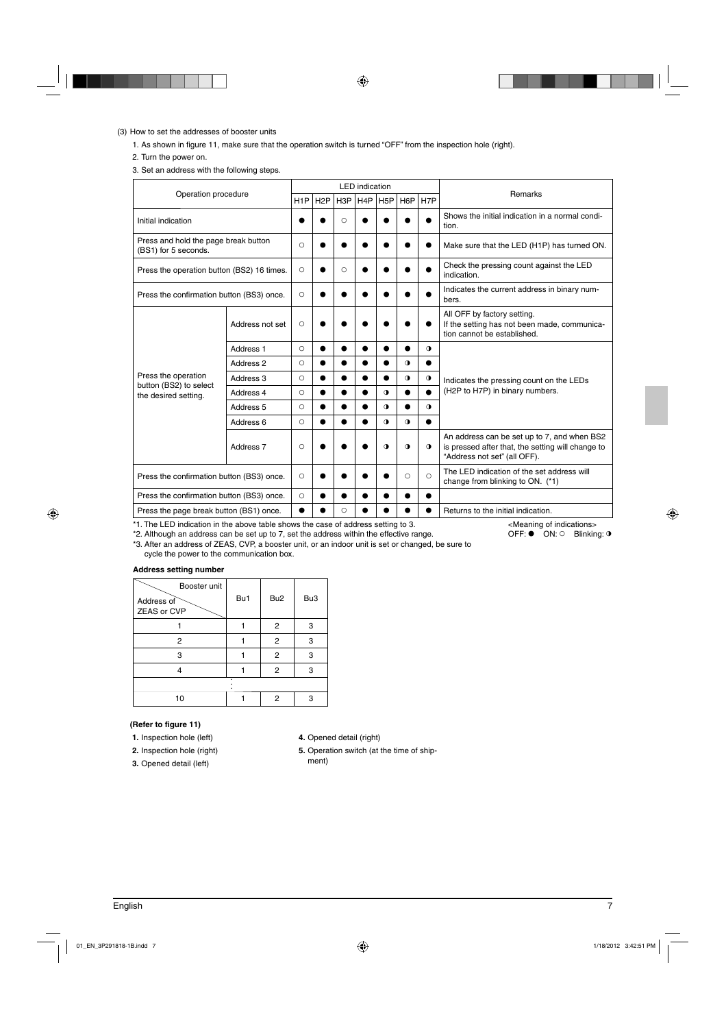(3) How to set the addresses of booster units

1. As shown in figure 11, make sure that the operation switch is turned "OFF" from the inspection hole (right).
2. Turn the power on.
3. Set an address with the following steps.

| Operation procedure | | LED indication | | | | | | | Remarks |
|---|---|---|---|---|---|---|---|---|---|
| | | H1P | H2P | H3P | H4P | H5P | H6P | H7P | |
| Initial indication | | ● | ● | ○ | ● | ● | ● | ● | Shows the initial indication in a normal condition. |
| Press and hold the page break button (BS1) for 5 seconds. | | ○ | ● | ● | ● | ● | ● | ● | Make sure that the LED (H1P) has turned ON. |
| Press the operation button (BS2) 16 times. | | ○ | ● | ○ | ● | ● | ● | ● | Check the pressing count against the LED indication. |
| Press the confirmation button (BS3) once. | | ○ | ● | ● | ● | ● | ● | ● | Indicates the current address in binary numbers. |
| Press the operation button (BS2) to select the desired setting. | Address not set | ○ | ● | ● | ● | ● | ● | ● | All OFF by factory setting. If the setting has not been made, communication cannot be established. |
| | Address 1 | ○ | ● | ● | ● | ● | ● | ◑ | Indicates the pressing count on the LEDs (H2P to H7P) in binary numbers. |
| | Address 2 | ○ | ● | ● | ● | ● | ◑ | ● | |
| | Address 3 | ○ | ● | ● | ● | ● | ◑ | ◑ | |
| | Address 4 | ○ | ● | ● | ● | ◑ | ● | ● | |
| | Address 5 | ○ | ● | ● | ● | ◑ | ● | ◑ | |
| | Address 6 | ○ | ● | ● | ● | ◑ | ◑ | ● | |
| | Address 7 | ○ | ● | ● | ● | ◑ | ◑ | ◑ | An address can be set up to 7, and when BS2 is pressed after that, the setting will change to "Address not set" (all OFF). |
| Press the confirmation button (BS3) once. | | ○ | ● | ● | ● | ● | ○ | ○ | The LED indication of the set address will change from blinking to ON. (*1) |
| Press the confirmation button (BS3) once. | | ○ | ● | ● | ● | ● | ● | ● | |
| Press the page break button (BS1) once. | | ● | ● | ○ | ● | ● | ● | ● | Returns to the initial indication. |

*1. The LED indication in the above table shows the case of address setting to 3.

*2. Although an address can be set up to 7, set the address within the effective range.

*3. After an address of ZEAS, CVP, a booster unit, or an indoor unit is set or changed, be sure to cycle the power to the communication box.

<Meaning of indications>
OFF: ● ON: ○ Blinking: ◑

**Address setting number**

| Address of ZEAS or CVP \ Booster unit | Bu1 | Bu2 | Bu3 |
|---|---|---|---|
| 1 | 1 | 2 | 3 |
| 2 | 1 | 2 | 3 |
| 3 | 1 | 2 | 3 |
| 4 | 1 | 2 | 3 |
| ⋮ | | | |
| 10 | 1 | 2 | 3 |

**(Refer to figure 11)**

1. Inspection hole (left)
2. Inspection hole (right)
3. Opened detail (left)
4. Opened detail (right)
5. Operation switch (at the time of shipment)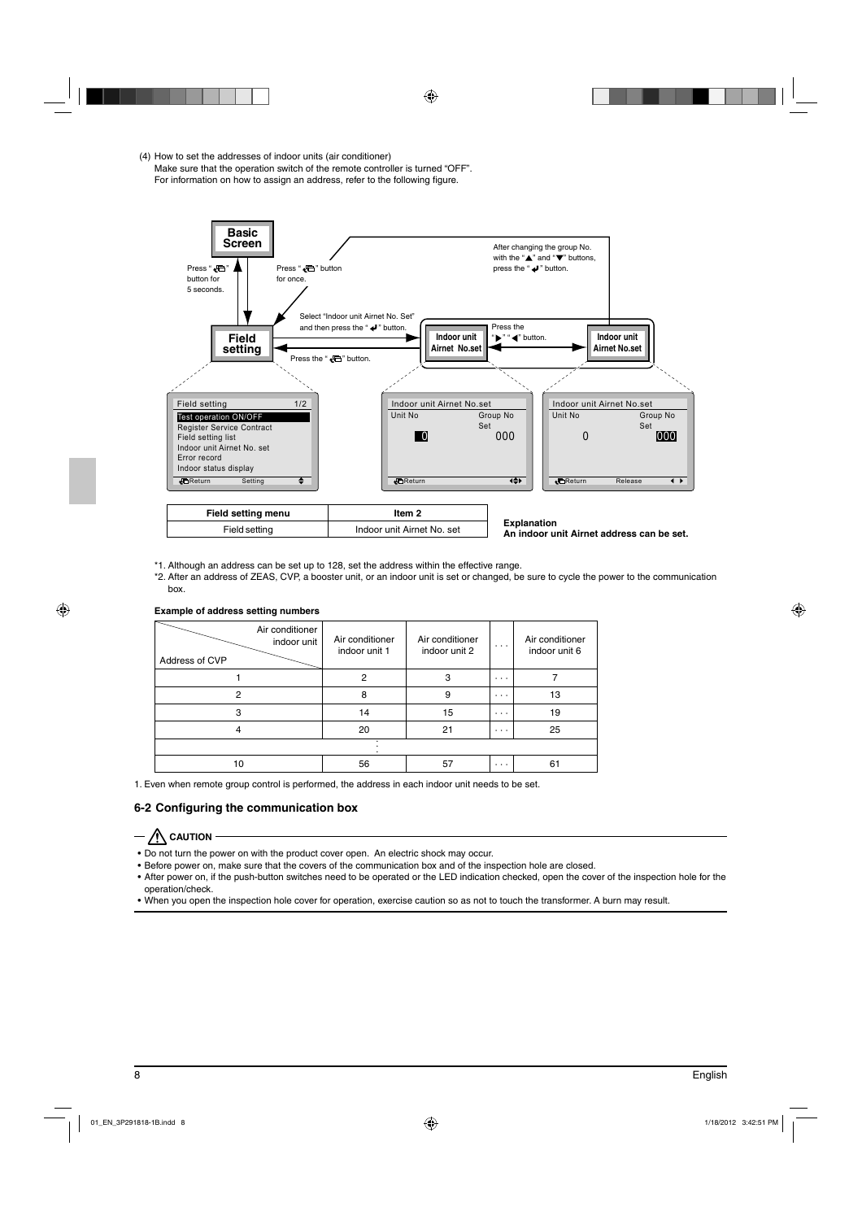(4) How to set the addresses of indoor units (air conditioner)
Make sure that the operation switch of the remote controller is turned "OFF".
For information on how to assign an address, refer to the following figure.

**Basic Screen**

Press " " button for 5 seconds.

Press " " button for once.

After changing the group No. with the "▲" and "▼" buttons, press the " " button.

Select "Indoor unit Airnet No. Set" and then press the " " button.

**Field setting**

Press the " " button.

**Indoor unit Airnet No.set**

Press the "▶" "◀" button.

**Indoor unit Airnet No.set**

```
Field setting                    1/2
Test operation ON/OFF
Register Service Contract
Field setting list
Indoor unit Airnet No. set
Error record
Indoor status display
Return      Setting
```

```
Indoor unit Airnet No.set
Unit No              Group No
                     Set
  0                   000
Return
```

```
Indoor unit Airnet No.set
Unit No              Group No
                     Set
  0                   000
Return      Release
```

| Field setting menu | Item 2 |
|---|---|
| Field setting | Indoor unit Airnet No. set |

**Explanation**
**An indoor unit Airnet address can be set.**

*1. Although an address can be set up to 128, set the address within the effective range.
*2. After an address of ZEAS, CVP, a booster unit, or an indoor unit is set or changed, be sure to cycle the power to the communication box.

**Example of address setting numbers**

| Address of CVP \ Air conditioner indoor unit | Air conditioner indoor unit 1 | Air conditioner indoor unit 2 | ··· | Air conditioner indoor unit 6 |
|---|---|---|---|---|
| 1 | 2 | 3 | ··· | 7 |
| 2 | 8 | 9 | ··· | 13 |
| 3 | 14 | 15 | ··· | 19 |
| 4 | 20 | 21 | ··· | 25 |
| ⋮ | | | | |
| 10 | 56 | 57 | ··· | 61 |

1. Even when remote group control is performed, the address in each indoor unit needs to be set.

## 6-2 Configuring the communication box

**⚠ CAUTION**

- Do not turn the power on with the product cover open. An electric shock may occur.
- Before power on, make sure that the covers of the communication box and of the inspection hole are closed.
- After power on, if the push-button switches need to be operated or the LED indication checked, open the cover of the inspection hole for the operation/check.
- When you open the inspection hole cover for operation, exercise caution so as not to touch the transformer. A burn may result.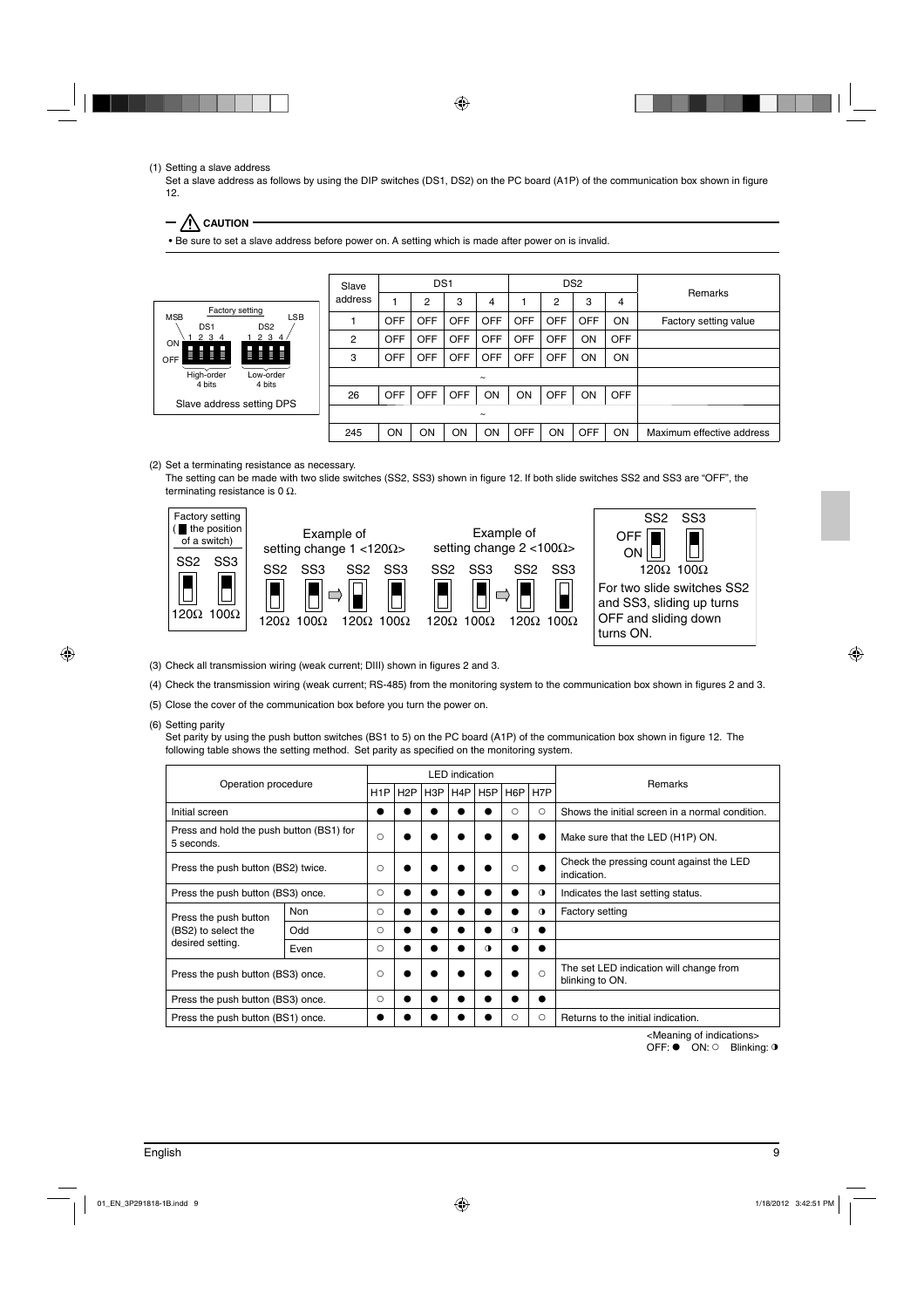(1) Setting a slave address

Set a slave address as follows by using the DIP switches (DS1, DS2) on the PC board (A1P) of the communication box shown in figure 12.

**⚠ CAUTION**

- Be sure to set a slave address before power on. A setting which is made after power on is invalid.

Factory setting

MSB — DS1 (1 2 3 4) — DS2 (1 2 3 4) — LSB

ON / OFF

High-order 4 bits / Low-order 4 bits

Slave address setting DPS

| Slave address | DS1 | | | | DS2 | | | | Remarks |
|---|---|---|---|---|---|---|---|---|---|
| | 1 | 2 | 3 | 4 | 1 | 2 | 3 | 4 | |
| 1 | OFF | OFF | OFF | OFF | OFF | OFF | OFF | ON | Factory setting value |
| 2 | OFF | OFF | OFF | OFF | OFF | OFF | ON | OFF | |
| 3 | OFF | OFF | OFF | OFF | OFF | OFF | ON | ON | |
| | | | | ~ | | | | | |
| 26 | OFF | OFF | OFF | ON | ON | OFF | ON | OFF | |
| | | | | ~ | | | | | |
| 245 | ON | ON | ON | ON | OFF | ON | OFF | ON | Maximum effective address |

(2) Set a terminating resistance as necessary.

The setting can be made with two slide switches (SS2, SS3) shown in figure 12. If both slide switches SS2 and SS3 are "OFF", the terminating resistance is 0 Ω.

Factory setting (■ the position of a switch)

SS2 SS3

120Ω 100Ω

Example of setting change 1 <120Ω>

SS2 SS3 ⇨ SS2 SS3

120Ω 100Ω 120Ω 100Ω

Example of setting change 2 <100Ω>

SS2 SS3 ⇨ SS2 SS3

120Ω 100Ω 120Ω 100Ω

SS2 SS3

OFF / ON

120Ω 100Ω

For two slide switches SS2 and SS3, sliding up turns OFF and sliding down turns ON.

(3) Check all transmission wiring (weak current; DIII) shown in figures 2 and 3.

(4) Check the transmission wiring (weak current; RS-485) from the monitoring system to the communication box shown in figures 2 and 3.

(5) Close the cover of the communication box before you turn the power on.

(6) Setting parity

Set parity by using the push button switches (BS1 to 5) on the PC board (A1P) of the communication box shown in figure 12. The following table shows the setting method. Set parity as specified on the monitoring system.

| Operation procedure | | LED indication | | | | | | | Remarks |
|---|---|---|---|---|---|---|---|---|---|
| | | H1P | H2P | H3P | H4P | H5P | H6P | H7P | |
| Initial screen | | ● | ● | ● | ● | ● | ○ | ○ | Shows the initial screen in a normal condition. |
| Press and hold the push button (BS1) for 5 seconds. | | ○ | ● | ● | ● | ● | ● | ● | Make sure that the LED (H1P) ON. |
| Press the push button (BS2) twice. | | ○ | ● | ● | ● | ● | ○ | ● | Check the pressing count against the LED indication. |
| Press the push button (BS3) once. | | ○ | ● | ● | ● | ● | ● | ◑ | Indicates the last setting status. |
| Press the push button (BS2) to select the desired setting. | Non | ○ | ● | ● | ● | ● | ● | ◑ | Factory setting |
| | Odd | ○ | ● | ● | ● | ● | ◑ | ● | |
| | Even | ○ | ● | ● | ● | ◑ | ● | ● | |
| Press the push button (BS3) once. | | ○ | ● | ● | ● | ● | ● | ○ | The set LED indication will change from blinking to ON. |
| Press the push button (BS3) once. | | ○ | ● | ● | ● | ● | ● | ● | |
| Press the push button (BS1) once. | | ● | ● | ● | ● | ● | ○ | ○ | Returns to the initial indication. |

<Meaning of indications>
OFF: ● ON: ○ Blinking: ◑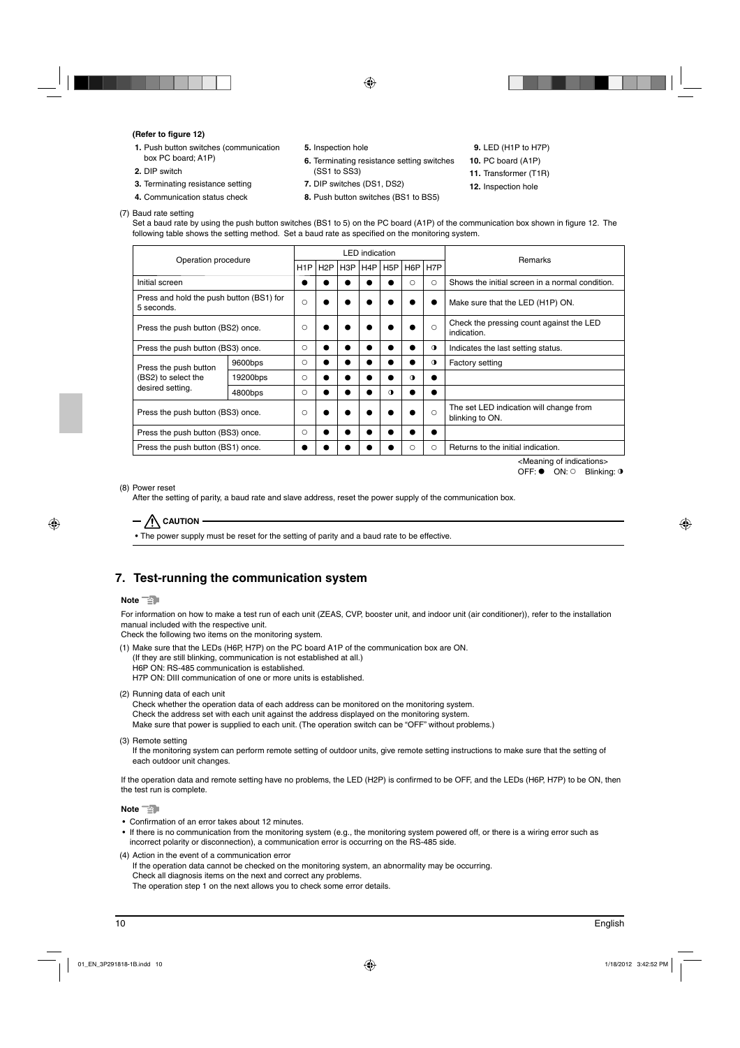**(Refer to figure 12)**

1. Push button switches (communication box PC board; A1P)
2. DIP switch
3. Terminating resistance setting
4. Communication status check
5. Inspection hole
6. Terminating resistance setting switches (SS1 to SS3)
7. DIP switches (DS1, DS2)
8. Push button switches (BS1 to BS5)
9. LED (H1P to H7P)
10. PC board (A1P)
11. Transformer (T1R)
12. Inspection hole

(7) Baud rate setting

Set a baud rate by using the push button switches (BS1 to 5) on the PC board (A1P) of the communication box shown in figure 12. The following table shows the setting method. Set a baud rate as specified on the monitoring system.

| Operation procedure | | LED indication | | | | | | | Remarks |
|---|---|---|---|---|---|---|---|---|---|
| | | H1P | H2P | H3P | H4P | H5P | H6P | H7P | |
| Initial screen | | ● | ● | ● | ● | ● | ○ | ○ | Shows the initial screen in a normal condition. |
| Press and hold the push button (BS1) for 5 seconds. | | ○ | ● | ● | ● | ● | ● | ● | Make sure that the LED (H1P) ON. |
| Press the push button (BS2) once. | | ○ | ● | ● | ● | ● | ● | ○ | Check the pressing count against the LED indication. |
| Press the push button (BS3) once. | | ○ | ● | ● | ● | ● | ● | ◑ | Indicates the last setting status. |
| Press the push button (BS2) to select the desired setting. | 9600bps | ○ | ● | ● | ● | ● | ● | ◑ | Factory setting |
| | 19200bps | ○ | ● | ● | ● | ● | ◑ | ● | |
| | 4800bps | ○ | ● | ● | ● | ◑ | ● | ● | |
| Press the push button (BS3) once. | | ○ | ● | ● | ● | ● | ● | ○ | The set LED indication will change from blinking to ON. |
| Press the push button (BS3) once. | | ○ | ● | ● | ● | ● | ● | ● | |
| Press the push button (BS1) once. | | ● | ● | ● | ● | ● | ○ | ○ | Returns to the initial indication. |

<Meaning of indications>
OFF: ● ON: ○ Blinking: ◑

(8) Power reset

After the setting of parity, a baud rate and slave address, reset the power supply of the communication box.

**CAUTION**

- The power supply must be reset for the setting of parity and a baud rate to be effective.

## 7. Test-running the communication system

**Note**

For information on how to make a test run of each unit (ZEAS, CVP, booster unit, and indoor unit (air conditioner)), refer to the installation manual included with the respective unit.
Check the following two items on the monitoring system.

(1) Make sure that the LEDs (H6P, H7P) on the PC board A1P of the communication box are ON.
(If they are still blinking, communication is not established at all.)
H6P ON: RS-485 communication is established.
H7P ON: DIII communication of one or more units is established.

(2) Running data of each unit
Check whether the operation data of each address can be monitored on the monitoring system.
Check the address set with each unit against the address displayed on the monitoring system.
Make sure that power is supplied to each unit. (The operation switch can be "OFF" without problems.)

(3) Remote setting
If the monitoring system can perform remote setting of outdoor units, give remote setting instructions to make sure that the setting of each outdoor unit changes.

If the operation data and remote setting have no problems, the LED (H2P) is confirmed to be OFF, and the LEDs (H6P, H7P) to be ON, then the test run is complete.

**Note**

- Confirmation of an error takes about 12 minutes.
- If there is no communication from the monitoring system (e.g., the monitoring system powered off, or there is a wiring error such as incorrect polarity or disconnection), a communication error is occurring on the RS-485 side.

(4) Action in the event of a communication error
If the operation data cannot be checked on the monitoring system, an abnormality may be occurring.
Check all diagnosis items on the next and correct any problems.
The operation step 1 on the next allows you to check some error details.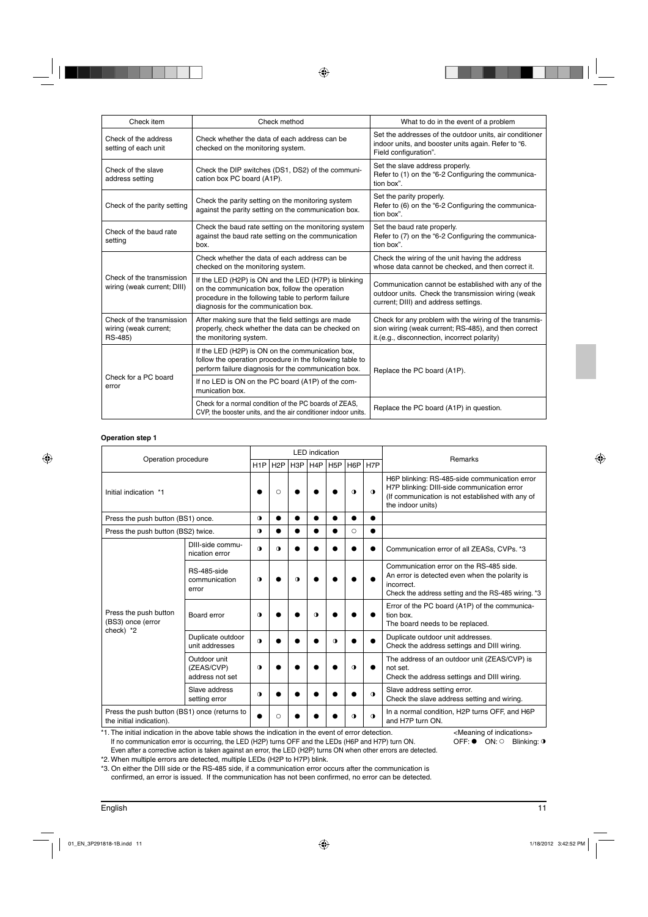| Check item | Check method | What to do in the event of a problem |
|---|---|---|
| Check of the address setting of each unit | Check whether the data of each address can be checked on the monitoring system. | Set the addresses of the outdoor units, air conditioner indoor units, and booster units again. Refer to "6. Field configuration". |
| Check of the slave address setting | Check the DIP switches (DS1, DS2) of the communication box PC board (A1P). | Set the slave address properly. Refer to (1) on the "6-2 Configuring the communication box". |
| Check of the parity setting | Check the parity setting on the monitoring system against the parity setting on the communication box. | Set the parity properly. Refer to (6) on the "6-2 Configuring the communication box". |
| Check of the baud rate setting | Check the baud rate setting on the monitoring system against the baud rate setting on the communication box. | Set the baud rate properly. Refer to (7) on the "6-2 Configuring the communication box". |
| Check of the transmission wiring (weak current; DIII) | Check whether the data of each address can be checked on the monitoring system. | Check the wiring of the unit having the address whose data cannot be checked, and then correct it. |
| | If the LED (H2P) is ON and the LED (H7P) is blinking on the communication box, follow the operation procedure in the following table to perform failure diagnosis for the communication box. | Communication cannot be established with any of the outdoor units. Check the transmission wiring (weak current; DIII) and address settings. |
| Check of the transmission wiring (weak current; RS-485) | After making sure that the field settings are made properly, check whether the data can be checked on the monitoring system. | Check for any problem with the wiring of the transmission wiring (weak current; RS-485), and then correct it.(e.g., disconnection, incorrect polarity) |
| Check for a PC board error | If the LED (H2P) is ON on the communication box, follow the operation procedure in the following table to perform failure diagnosis for the communication box. | Replace the PC board (A1P). |
| | If no LED is ON on the PC board (A1P) of the communication box. | |
| | Check for a normal condition of the PC boards of ZEAS, CVP, the booster units, and the air conditioner indoor units. | Replace the PC board (A1P) in question. |

**Operation step 1**

| Operation procedure | | LED indication | | | | | | | Remarks |
|---|---|---|---|---|---|---|---|---|---|
| | | H1P | H2P | H3P | H4P | H5P | H6P | H7P | |
| Initial indication *1 | | ● | ○ | ● | ● | ● | ◑ | ◑ | H6P blinking: RS-485-side communication error<br>H7P blinking: DIII-side communication error<br>(If communication is not established with any of the indoor units) |
| Press the push button (BS1) once. | | ◑ | ● | ● | ● | ● | ● | ● | |
| Press the push button (BS2) twice. | | ◑ | ● | ● | ● | ● | ○ | ● | |
| Press the push button (BS3) once (error check) *2 | DIII-side communication error | ◑ | ◑ | ● | ● | ● | ● | ● | Communication error of all ZEASs, CVPs. *3 |
| | RS-485-side communication error | ◑ | ● | ◑ | ● | ● | ● | ● | Communication error on the RS-485 side.<br>An error is detected even when the polarity is incorrect.<br>Check the address setting and the RS-485 wiring. *3 |
| | Board error | ◑ | ● | ● | ◑ | ● | ● | ● | Error of the PC board (A1P) of the communication box.<br>The board needs to be replaced. |
| | Duplicate outdoor unit addresses | ◑ | ● | ● | ● | ◑ | ● | ● | Duplicate outdoor unit addresses.<br>Check the address settings and DIII wiring. |
| | Outdoor unit (ZEAS/CVP) address not set | ◑ | ● | ● | ● | ● | ◑ | ● | The address of an outdoor unit (ZEAS/CVP) is not set.<br>Check the address settings and DIII wiring. |
| | Slave address setting error | ◑ | ● | ● | ● | ● | ● | ◑ | Slave address setting error.<br>Check the slave address setting and wiring. |
| Press the push button (BS1) once (returns to the initial indication). | | ● | ○ | ● | ● | ● | ◑ | ◑ | In a normal condition, H2P turns OFF, and H6P and H7P turn ON. |

<Meaning of indications>
OFF: ● ON: ○ Blinking: ◑

*1. The initial indication in the above table shows the indication in the event of error detection.
If no communication error is occurring, the LED (H2P) turns OFF and the LEDs (H6P and H7P) turn ON.
Even after a corrective action is taken against an error, the LED (H2P) turns ON when other errors are detected.

*2. When multiple errors are detected, multiple LEDs (H2P to H7P) blink.

*3. On either the DIII side or the RS-485 side, if a communication error occurs after the communication is confirmed, an error is issued. If the communication has not been confirmed, no error can be detected.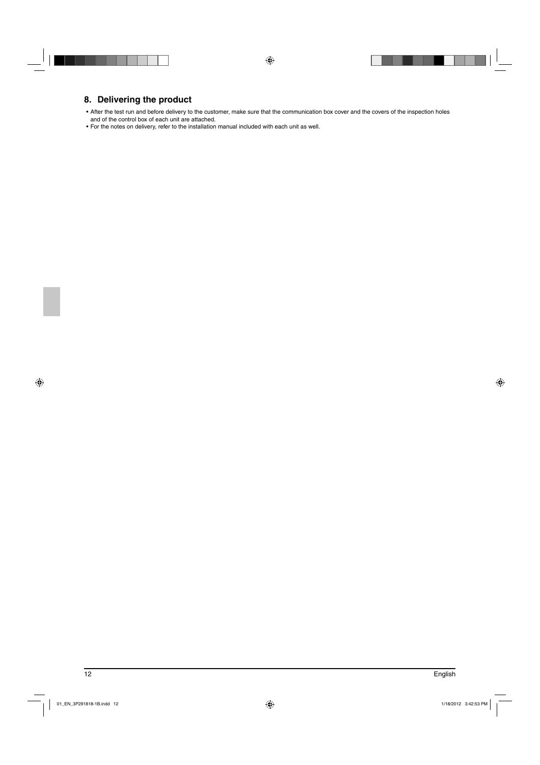## 8. Delivering the product

- After the test run and before delivery to the customer, make sure that the communication box cover and the covers of the inspection holes and of the control box of each unit are attached.
- For the notes on delivery, refer to the installation manual included with each unit as well.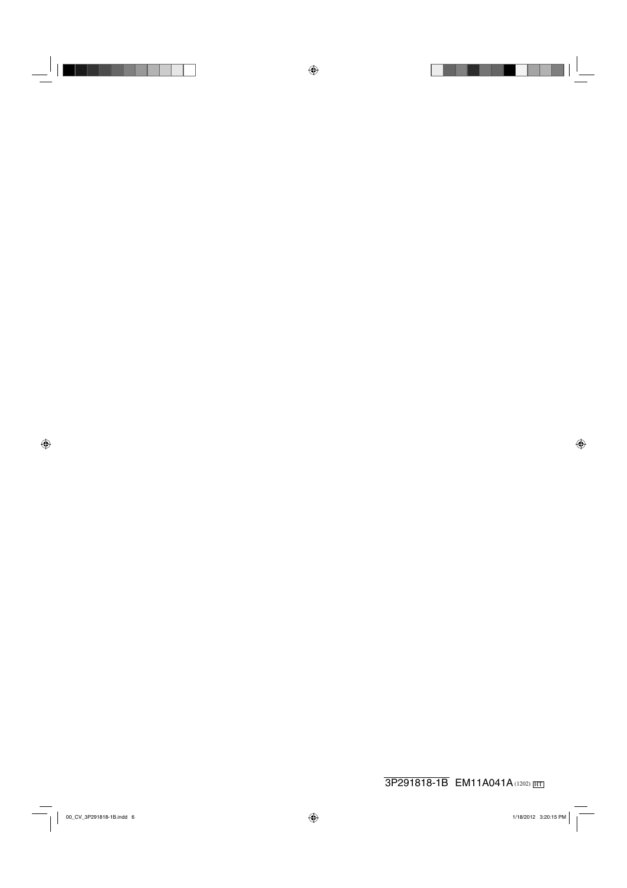3P291818-1B EM11A041A (1202) HT